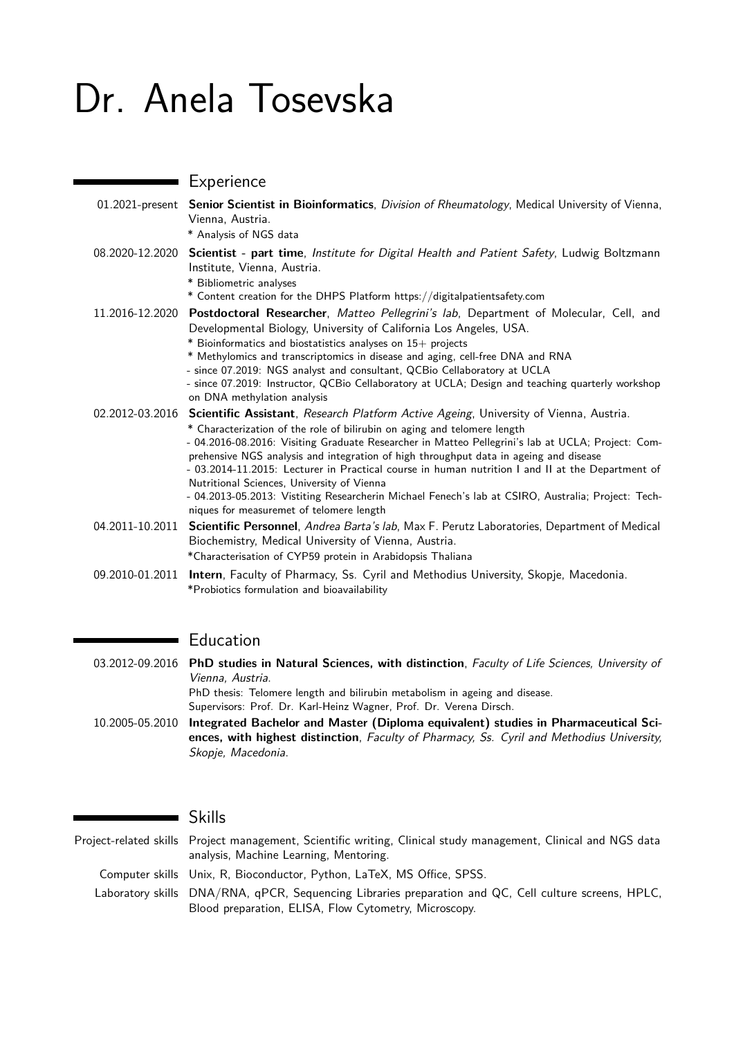# Dr. Anela Tosevska

## Experience

**01.2021-present** **Senior Scientist in Bioinformatics**, *Division of Rheumatology*, Medical University of Vienna, Vienna, Austria.
* Analysis of NGS data

**08.2020-12.2020** **Scientist - part time**, *Institute for Digital Health and Patient Safety*, Ludwig Boltzmann Institute, Vienna, Austria.
* Bibliometric analyses
* Content creation for the DHPS Platform https://digitalpatientsafety.com

**11.2016-12.2020** **Postdoctoral Researcher**, *Matteo Pellegrini's lab*, Department of Molecular, Cell, and Developmental Biology, University of California Los Angeles, USA.
* Bioinformatics and biostatistics analyses on 15+ projects
* Methylomics and transcriptomics in disease and aging, cell-free DNA and RNA
- since 07.2019: NGS analyst and consultant, QCBio Cellaboratory at UCLA
- since 07.2019: Instructor, QCBio Cellaboratory at UCLA; Design and teaching quarterly workshop on DNA methylation analysis

**02.2012-03.2016** **Scientific Assistant**, *Research Platform Active Ageing*, University of Vienna, Austria.
* Characterization of the role of bilirubin on aging and telomere length
- 04.2016-08.2016: Visiting Graduate Researcher in Matteo Pellegrini's lab at UCLA; Project: Comprehensive NGS analysis and integration of high throughput data in ageing and disease
- 03.2014-11.2015: Lecturer in Practical course in human nutrition I and II at the Department of Nutritional Sciences, University of Vienna
- 04.2013-05.2013: Vistiting Researcherin Michael Fenech's lab at CSIRO, Australia; Project: Techniques for measuremet of telomere length

**04.2011-10.2011** **Scientific Personnel**, *Andrea Barta's lab*, Max F. Perutz Laboratories, Department of Medical Biochemistry, Medical University of Vienna, Austria.
*Characterisation of CYP59 protein in Arabidopsis Thaliana

**09.2010-01.2011** **Intern**, Faculty of Pharmacy, Ss. Cyril and Methodius University, Skopje, Macedonia.
*Probiotics formulation and bioavailability

## Education

**03.2012-09.2016** **PhD studies in Natural Sciences, with distinction**, *Faculty of Life Sciences, University of Vienna, Austria.*
PhD thesis: Telomere length and bilirubin metabolism in ageing and disease.
Supervisors: Prof. Dr. Karl-Heinz Wagner, Prof. Dr. Verena Dirsch.

**10.2005-05.2010** **Integrated Bachelor and Master (Diploma equivalent) studies in Pharmaceutical Sciences, with highest distinction**, *Faculty of Pharmacy, Ss. Cyril and Methodius University, Skopje, Macedonia.*

## Skills

**Project-related skills** Project management, Scientific writing, Clinical study management, Clinical and NGS data analysis, Machine Learning, Mentoring.

**Computer skills** Unix, R, Bioconductor, Python, LaTeX, MS Office, SPSS.

**Laboratory skills** DNA/RNA, qPCR, Sequencing Libraries preparation and QC, Cell culture screens, HPLC, Blood preparation, ELISA, Flow Cytometry, Microscopy.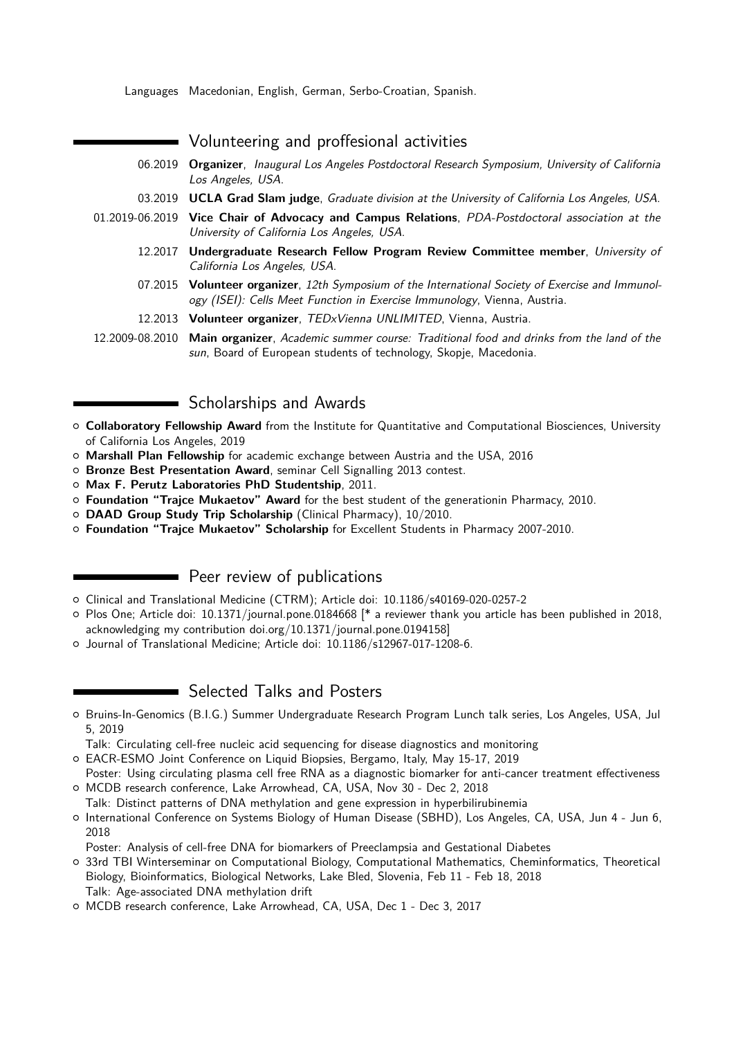Languages Macedonian, English, German, Serbo-Croatian, Spanish.

## Volunteering and proffesional activities

- 06.2019 **Organizer**, *Inaugural Los Angeles Postdoctoral Research Symposium, University of California Los Angeles, USA.*
- 03.2019 **UCLA Grad Slam judge**, *Graduate division at the University of California Los Angeles, USA.*
- 01.2019-06.2019 **Vice Chair of Advocacy and Campus Relations**, *PDA-Postdoctoral association at the University of California Los Angeles, USA.*
- 12.2017 **Undergraduate Research Fellow Program Review Committee member**, *University of California Los Angeles, USA.*
- 07.2015 **Volunteer organizer**, *12th Symposium of the International Society of Exercise and Immunology (ISEI): Cells Meet Function in Exercise Immunology*, Vienna, Austria.
- 12.2013 **Volunteer organizer**, *TEDxVienna UNLIMITED*, Vienna, Austria.
- 12.2009-08.2010 **Main organizer**, *Academic summer course: Traditional food and drinks from the land of the sun*, Board of European students of technology, Skopje, Macedonia.

## Scholarships and Awards

- **Collaboratory Fellowship Award** from the Institute for Quantitative and Computational Biosciences, University of California Los Angeles, 2019
- **Marshall Plan Fellowship** for academic exchange between Austria and the USA, 2016
- **Bronze Best Presentation Award**, seminar Cell Signalling 2013 contest.
- **Max F. Perutz Laboratories PhD Studentship**, 2011.
- **Foundation "Trajce Mukaetov" Award** for the best student of the generationin Pharmacy, 2010.
- **DAAD Group Study Trip Scholarship** (Clinical Pharmacy), 10/2010.
- **Foundation "Trajce Mukaetov" Scholarship** for Excellent Students in Pharmacy 2007-2010.

## Peer review of publications

- Clinical and Translational Medicine (CTRM); Article doi: 10.1186/s40169-020-0257-2
- Plos One; Article doi: 10.1371/journal.pone.0184668 [* a reviewer thank you article has been published in 2018, acknowledging my contribution doi.org/10.1371/journal.pone.0194158]
- Journal of Translational Medicine; Article doi: 10.1186/s12967-017-1208-6.

## Selected Talks and Posters

- Bruins-In-Genomics (B.I.G.) Summer Undergraduate Research Program Lunch talk series, Los Angeles, USA, Jul 5, 2019
  Talk: Circulating cell-free nucleic acid sequencing for disease diagnostics and monitoring
- EACR-ESMO Joint Conference on Liquid Biopsies, Bergamo, Italy, May 15-17, 2019
  Poster: Using circulating plasma cell free RNA as a diagnostic biomarker for anti-cancer treatment effectiveness
- MCDB research conference, Lake Arrowhead, CA, USA, Nov 30 - Dec 2, 2018
  Talk: Distinct patterns of DNA methylation and gene expression in hyperbilirubinemia
- International Conference on Systems Biology of Human Disease (SBHD), Los Angeles, CA, USA, Jun 4 - Jun 6, 2018
  Poster: Analysis of cell-free DNA for biomarkers of Preeclampsia and Gestational Diabetes
- 33rd TBI Winterseminar on Computational Biology, Computational Mathematics, Cheminformatics, Theoretical Biology, Bioinformatics, Biological Networks, Lake Bled, Slovenia, Feb 11 - Feb 18, 2018
  Talk: Age-associated DNA methylation drift
- MCDB research conference, Lake Arrowhead, CA, USA, Dec 1 - Dec 3, 2017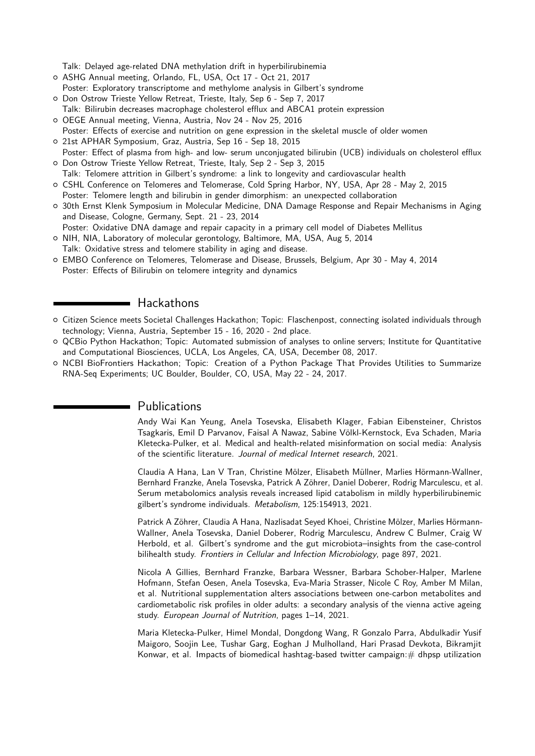Talk: Delayed age-related DNA methylation drift in hyperbilirubinemia

- ASHG Annual meeting, Orlando, FL, USA, Oct 17 - Oct 21, 2017
  Poster: Exploratory transcriptome and methylome analysis in Gilbert's syndrome
- Don Ostrow Trieste Yellow Retreat, Trieste, Italy, Sep 6 - Sep 7, 2017
  Talk: Bilirubin decreases macrophage cholesterol efflux and ABCA1 protein expression
- OEGE Annual meeting, Vienna, Austria, Nov 24 - Nov 25, 2016
  Poster: Effects of exercise and nutrition on gene expression in the skeletal muscle of older women
- 21st APHAR Symposium, Graz, Austria, Sep 16 - Sep 18, 2015
  Poster: Effect of plasma from high- and low- serum unconjugated bilirubin (UCB) individuals on cholesterol efflux
- Don Ostrow Trieste Yellow Retreat, Trieste, Italy, Sep 2 - Sep 3, 2015
  Talk: Telomere attrition in Gilbert's syndrome: a link to longevity and cardiovascular health
- CSHL Conference on Telomeres and Telomerase, Cold Spring Harbor, NY, USA, Apr 28 - May 2, 2015
  Poster: Telomere length and bilirubin in gender dimorphism: an unexpected collaboration
- 30th Ernst Klenk Symposium in Molecular Medicine, DNA Damage Response and Repair Mechanisms in Aging and Disease, Cologne, Germany, Sept. 21 - 23, 2014
  Poster: Oxidative DNA damage and repair capacity in a primary cell model of Diabetes Mellitus
- NIH, NIA, Laboratory of molecular gerontology, Baltimore, MA, USA, Aug 5, 2014
  Talk: Oxidative stress and telomere stability in aging and disease.
- EMBO Conference on Telomeres, Telomerase and Disease, Brussels, Belgium, Apr 30 - May 4, 2014
  Poster: Effects of Bilirubin on telomere integrity and dynamics

## Hackathons

- Citizen Science meets Societal Challenges Hackathon; Topic: Flaschenpost, connecting isolated individuals through technology; Vienna, Austria, September 15 - 16, 2020 - 2nd place.
- QCBio Python Hackathon; Topic: Automated submission of analyses to online servers; Institute for Quantitative and Computational Biosciences, UCLA, Los Angeles, CA, USA, December 08, 2017.
- NCBI BioFrontiers Hackathon; Topic: Creation of a Python Package That Provides Utilities to Summarize RNA-Seq Experiments; UC Boulder, Boulder, CO, USA, May 22 - 24, 2017.

## Publications

Andy Wai Kan Yeung, Anela Tosevska, Elisabeth Klager, Fabian Eibensteiner, Christos Tsagkaris, Emil D Parvanov, Faisal A Nawaz, Sabine Völkl-Kernstock, Eva Schaden, Maria Kletecka-Pulker, et al. Medical and health-related misinformation on social media: Analysis of the scientific literature. *Journal of medical Internet research*, 2021.

Claudia A Hana, Lan V Tran, Christine Mölzer, Elisabeth Müllner, Marlies Hörmann-Wallner, Bernhard Franzke, Anela Tosevska, Patrick A Zöhrer, Daniel Doberer, Rodrig Marculescu, et al. Serum metabolomics analysis reveals increased lipid catabolism in mildly hyperbilirubinemic gilbert's syndrome individuals. *Metabolism*, 125:154913, 2021.

Patrick A Zöhrer, Claudia A Hana, Nazlisadat Seyed Khoei, Christine Mölzer, Marlies Hörmann-Wallner, Anela Tosevska, Daniel Doberer, Rodrig Marculescu, Andrew C Bulmer, Craig W Herbold, et al. Gilbert's syndrome and the gut microbiota–insights from the case-control bilihealth study. *Frontiers in Cellular and Infection Microbiology*, page 897, 2021.

Nicola A Gillies, Bernhard Franzke, Barbara Wessner, Barbara Schober-Halper, Marlene Hofmann, Stefan Oesen, Anela Tosevska, Eva-Maria Strasser, Nicole C Roy, Amber M Milan, et al. Nutritional supplementation alters associations between one-carbon metabolites and cardiometabolic risk profiles in older adults: a secondary analysis of the vienna active ageing study. *European Journal of Nutrition*, pages 1–14, 2021.

Maria Kletecka-Pulker, Himel Mondal, Dongdong Wang, R Gonzalo Parra, Abdulkadir Yusif Maigoro, Soojin Lee, Tushar Garg, Eoghan J Mulholland, Hari Prasad Devkota, Bikramjit Konwar, et al. Impacts of biomedical hashtag-based twitter campaign:# dhpsp utilization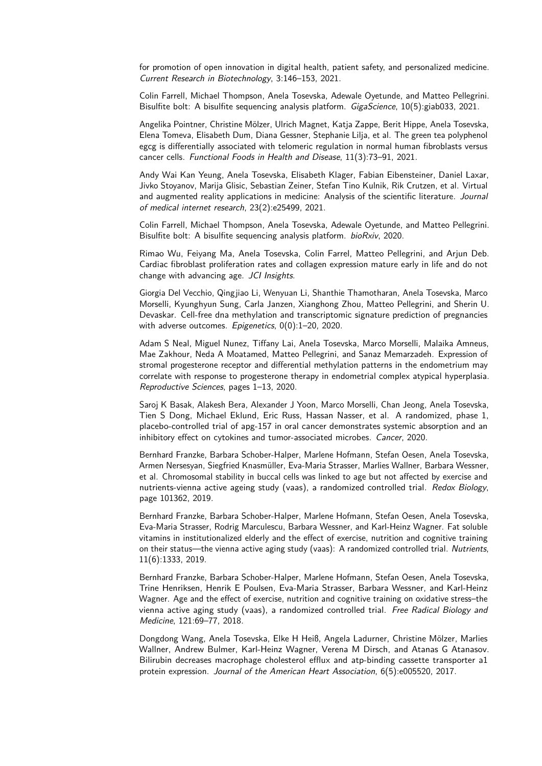for promotion of open innovation in digital health, patient safety, and personalized medicine. *Current Research in Biotechnology*, 3:146–153, 2021.

Colin Farrell, Michael Thompson, Anela Tosevska, Adewale Oyetunde, and Matteo Pellegrini. Bisulfite bolt: A bisulfite sequencing analysis platform. *GigaScience*, 10(5):giab033, 2021.

Angelika Pointner, Christine Mölzer, Ulrich Magnet, Katja Zappe, Berit Hippe, Anela Tosevska, Elena Tomeva, Elisabeth Dum, Diana Gessner, Stephanie Lilja, et al. The green tea polyphenol egcg is differentially associated with telomeric regulation in normal human fibroblasts versus cancer cells. *Functional Foods in Health and Disease*, 11(3):73–91, 2021.

Andy Wai Kan Yeung, Anela Tosevska, Elisabeth Klager, Fabian Eibensteiner, Daniel Laxar, Jivko Stoyanov, Marija Glisic, Sebastian Zeiner, Stefan Tino Kulnik, Rik Crutzen, et al. Virtual and augmented reality applications in medicine: Analysis of the scientific literature. *Journal of medical internet research*, 23(2):e25499, 2021.

Colin Farrell, Michael Thompson, Anela Tosevska, Adewale Oyetunde, and Matteo Pellegrini. Bisulfite bolt: A bisulfite sequencing analysis platform. *bioRxiv*, 2020.

Rimao Wu, Feiyang Ma, Anela Tosevska, Colin Farrel, Matteo Pellegrini, and Arjun Deb. Cardiac fibroblast proliferation rates and collagen expression mature early in life and do not change with advancing age. *JCI Insights*.

Giorgia Del Vecchio, Qingjiao Li, Wenyuan Li, Shanthie Thamotharan, Anela Tosevska, Marco Morselli, Kyunghyun Sung, Carla Janzen, Xianghong Zhou, Matteo Pellegrini, and Sherin U. Devaskar. Cell-free dna methylation and transcriptomic signature prediction of pregnancies with adverse outcomes. *Epigenetics*, 0(0):1–20, 2020.

Adam S Neal, Miguel Nunez, Tiffany Lai, Anela Tosevska, Marco Morselli, Malaika Amneus, Mae Zakhour, Neda A Moatamed, Matteo Pellegrini, and Sanaz Memarzadeh. Expression of stromal progesterone receptor and differential methylation patterns in the endometrium may correlate with response to progesterone therapy in endometrial complex atypical hyperplasia. *Reproductive Sciences*, pages 1–13, 2020.

Saroj K Basak, Alakesh Bera, Alexander J Yoon, Marco Morselli, Chan Jeong, Anela Tosevska, Tien S Dong, Michael Eklund, Eric Russ, Hassan Nasser, et al. A randomized, phase 1, placebo-controlled trial of apg-157 in oral cancer demonstrates systemic absorption and an inhibitory effect on cytokines and tumor-associated microbes. *Cancer*, 2020.

Bernhard Franzke, Barbara Schober-Halper, Marlene Hofmann, Stefan Oesen, Anela Tosevska, Armen Nersesyan, Siegfried Knasmüller, Eva-Maria Strasser, Marlies Wallner, Barbara Wessner, et al. Chromosomal stability in buccal cells was linked to age but not affected by exercise and nutrients-vienna active ageing study (vaas), a randomized controlled trial. *Redox Biology*, page 101362, 2019.

Bernhard Franzke, Barbara Schober-Halper, Marlene Hofmann, Stefan Oesen, Anela Tosevska, Eva-Maria Strasser, Rodrig Marculescu, Barbara Wessner, and Karl-Heinz Wagner. Fat soluble vitamins in institutionalized elderly and the effect of exercise, nutrition and cognitive training on their status—the vienna active aging study (vaas): A randomized controlled trial. *Nutrients*, 11(6):1333, 2019.

Bernhard Franzke, Barbara Schober-Halper, Marlene Hofmann, Stefan Oesen, Anela Tosevska, Trine Henriksen, Henrik E Poulsen, Eva-Maria Strasser, Barbara Wessner, and Karl-Heinz Wagner. Age and the effect of exercise, nutrition and cognitive training on oxidative stress–the vienna active aging study (vaas), a randomized controlled trial. *Free Radical Biology and Medicine*, 121:69–77, 2018.

Dongdong Wang, Anela Tosevska, Elke H Heiß, Angela Ladurner, Christine Mölzer, Marlies Wallner, Andrew Bulmer, Karl-Heinz Wagner, Verena M Dirsch, and Atanas G Atanasov. Bilirubin decreases macrophage cholesterol efflux and atp-binding cassette transporter a1 protein expression. *Journal of the American Heart Association*, 6(5):e005520, 2017.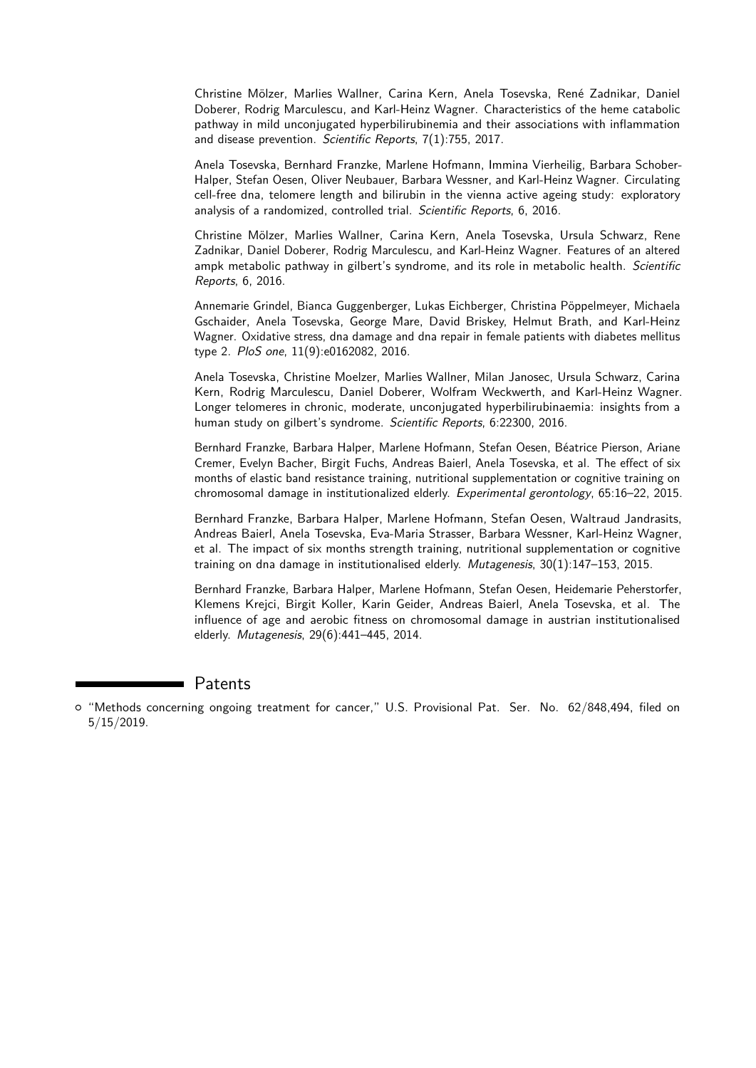Christine Mölzer, Marlies Wallner, Carina Kern, Anela Tosevska, René Zadnikar, Daniel Doberer, Rodrig Marculescu, and Karl-Heinz Wagner. Characteristics of the heme catabolic pathway in mild unconjugated hyperbilirubinemia and their associations with inflammation and disease prevention. *Scientific Reports*, 7(1):755, 2017.

Anela Tosevska, Bernhard Franzke, Marlene Hofmann, Immina Vierheilig, Barbara Schober-Halper, Stefan Oesen, Oliver Neubauer, Barbara Wessner, and Karl-Heinz Wagner. Circulating cell-free dna, telomere length and bilirubin in the vienna active ageing study: exploratory analysis of a randomized, controlled trial. *Scientific Reports*, 6, 2016.

Christine Mölzer, Marlies Wallner, Carina Kern, Anela Tosevska, Ursula Schwarz, Rene Zadnikar, Daniel Doberer, Rodrig Marculescu, and Karl-Heinz Wagner. Features of an altered ampk metabolic pathway in gilbert's syndrome, and its role in metabolic health. *Scientific Reports*, 6, 2016.

Annemarie Grindel, Bianca Guggenberger, Lukas Eichberger, Christina Pöppelmeyer, Michaela Gschaider, Anela Tosevska, George Mare, David Briskey, Helmut Brath, and Karl-Heinz Wagner. Oxidative stress, dna damage and dna repair in female patients with diabetes mellitus type 2. *PloS one*, 11(9):e0162082, 2016.

Anela Tosevska, Christine Moelzer, Marlies Wallner, Milan Janosec, Ursula Schwarz, Carina Kern, Rodrig Marculescu, Daniel Doberer, Wolfram Weckwerth, and Karl-Heinz Wagner. Longer telomeres in chronic, moderate, unconjugated hyperbilirubinaemia: insights from a human study on gilbert's syndrome. *Scientific Reports*, 6:22300, 2016.

Bernhard Franzke, Barbara Halper, Marlene Hofmann, Stefan Oesen, Béatrice Pierson, Ariane Cremer, Evelyn Bacher, Birgit Fuchs, Andreas Baierl, Anela Tosevska, et al. The effect of six months of elastic band resistance training, nutritional supplementation or cognitive training on chromosomal damage in institutionalized elderly. *Experimental gerontology*, 65:16–22, 2015.

Bernhard Franzke, Barbara Halper, Marlene Hofmann, Stefan Oesen, Waltraud Jandrasits, Andreas Baierl, Anela Tosevska, Eva-Maria Strasser, Barbara Wessner, Karl-Heinz Wagner, et al. The impact of six months strength training, nutritional supplementation or cognitive training on dna damage in institutionalised elderly. *Mutagenesis*, 30(1):147–153, 2015.

Bernhard Franzke, Barbara Halper, Marlene Hofmann, Stefan Oesen, Heidemarie Peherstorfer, Klemens Krejci, Birgit Koller, Karin Geider, Andreas Baierl, Anela Tosevska, et al. The influence of age and aerobic fitness on chromosomal damage in austrian institutionalised elderly. *Mutagenesis*, 29(6):441–445, 2014.

## Patents

- "Methods concerning ongoing treatment for cancer," U.S. Provisional Pat. Ser. No. 62/848,494, filed on 5/15/2019.